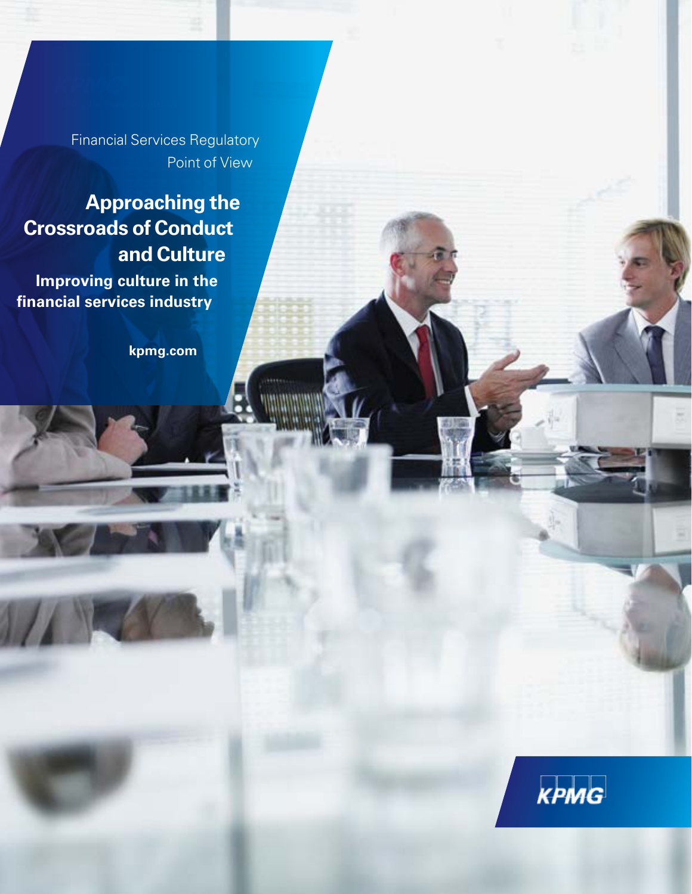Financial Services Regulatory Point of View

# Approaching the Crossroads of Conduct and Culture

## Improving culture in the financial services industry

kpmg.com

KPMG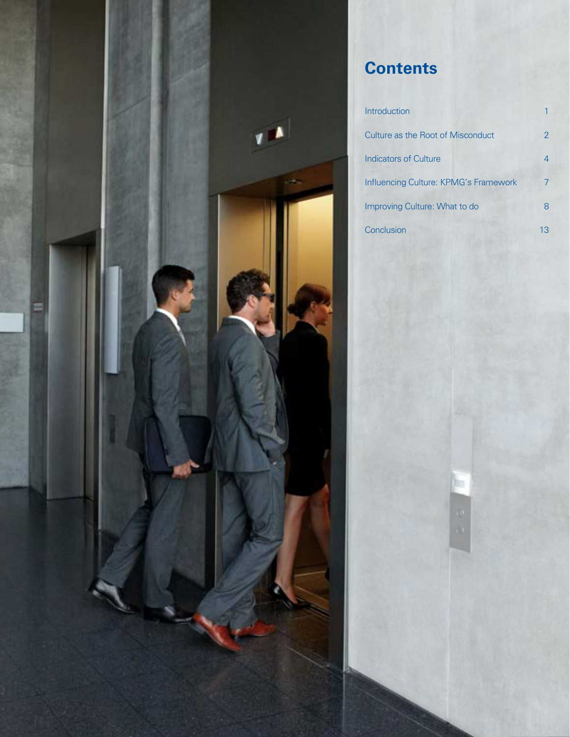# Contents

| | |
|---|---|
| Introduction | 1 |
| Culture as the Root of Misconduct | 2 |
| Indicators of Culture | 4 |
| Influencing Culture: KPMG's Framework | 7 |
| Improving Culture: What to do | 8 |
| Conclusion | 13 |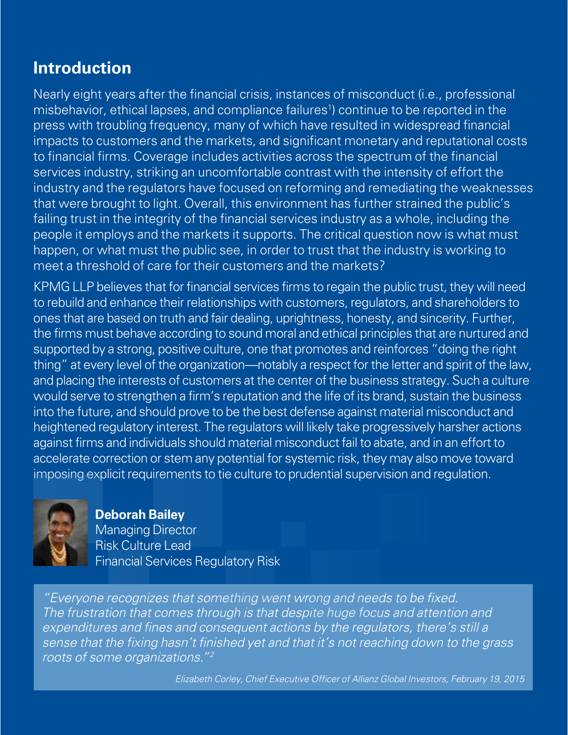## Introduction

Nearly eight years after the financial crisis, instances of misconduct (i.e., professional misbehavior, ethical lapses, and compliance failures[1]) continue to be reported in the press with troubling frequency, many of which have resulted in widespread financial impacts to customers and the markets, and significant monetary and reputational costs to financial firms. Coverage includes activities across the spectrum of the financial services industry, striking an uncomfortable contrast with the intensity of effort the industry and the regulators have focused on reforming and remediating the weaknesses that were brought to light. Overall, this environment has further strained the public's failing trust in the integrity of the financial services industry as a whole, including the people it employs and the markets it supports. The critical question now is what must happen, or what must the public see, in order to trust that the industry is working to meet a threshold of care for their customers and the markets?

KPMG LLP believes that for financial services firms to regain the public trust, they will need to rebuild and enhance their relationships with customers, regulators, and shareholders to ones that are based on truth and fair dealing, uprightness, honesty, and sincerity. Further, the firms must behave according to sound moral and ethical principles that are nurtured and supported by a strong, positive culture, one that promotes and reinforces "doing the right thing" at every level of the organization—notably a respect for the letter and spirit of the law, and placing the interests of customers at the center of the business strategy. Such a culture would serve to strengthen a firm's reputation and the life of its brand, sustain the business into the future, and should prove to be the best defense against material misconduct and heightened regulatory interest. The regulators will likely take progressively harsher actions against firms and individuals should material misconduct fail to abate, and in an effort to accelerate correction or stem any potential for systemic risk, they may also move toward imposing explicit requirements to tie culture to prudential supervision and regulation.

**Deborah Bailey**
Managing Director
Risk Culture Lead
Financial Services Regulatory Risk

*"Everyone recognizes that something went wrong and needs to be fixed. The frustration that comes through is that despite huge focus and attention and expenditures and fines and consequent actions by the regulators, there's still a sense that the fixing hasn't finished yet and that it's not reaching down to the grass roots of some organizations."[2]*

*Elizabeth Corley, Chief Executive Officer of Allianz Global Investors, February 19, 2015*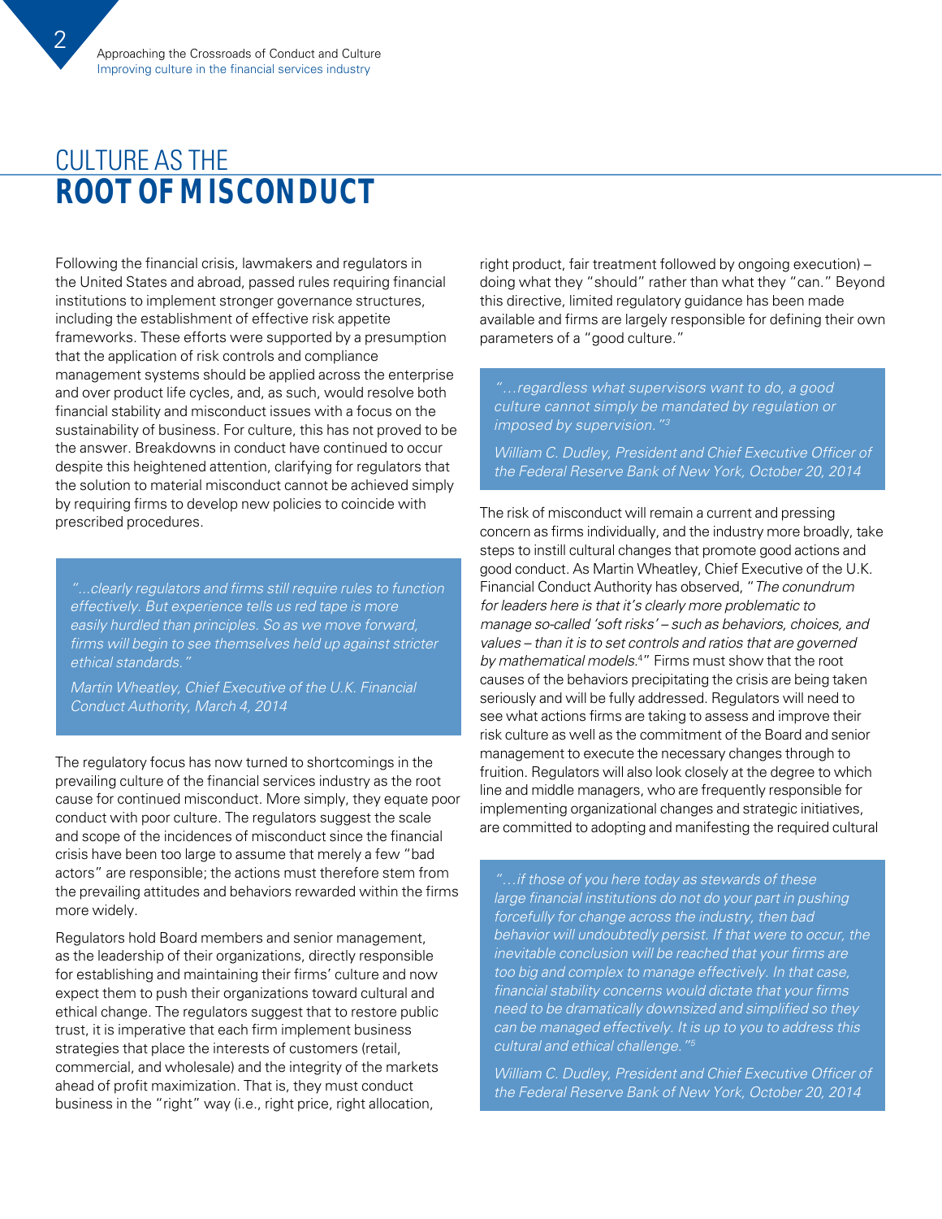# CULTURE AS THE **ROOT OF MISCONDUCT**

Following the financial crisis, lawmakers and regulators in the United States and abroad, passed rules requiring financial institutions to implement stronger governance structures, including the establishment of effective risk appetite frameworks. These efforts were supported by a presumption that the application of risk controls and compliance management systems should be applied across the enterprise and over product life cycles, and, as such, would resolve both financial stability and misconduct issues with a focus on the sustainability of business. For culture, this has not proved to be the answer. Breakdowns in conduct have continued to occur despite this heightened attention, clarifying for regulators that the solution to material misconduct cannot be achieved simply by requiring firms to develop new policies to coincide with prescribed procedures.

> *"...clearly regulators and firms still require rules to function effectively. But experience tells us red tape is more easily hurdled than principles. So as we move forward, firms will begin to see themselves held up against stricter ethical standards."*
>
> *Martin Wheatley, Chief Executive of the U.K. Financial Conduct Authority, March 4, 2014*

The regulatory focus has now turned to shortcomings in the prevailing culture of the financial services industry as the root cause for continued misconduct. More simply, they equate poor conduct with poor culture. The regulators suggest the scale and scope of the incidences of misconduct since the financial crisis have been too large to assume that merely a few "bad actors" are responsible; the actions must therefore stem from the prevailing attitudes and behaviors rewarded within the firms more widely.

Regulators hold Board members and senior management, as the leadership of their organizations, directly responsible for establishing and maintaining their firms' culture and now expect them to push their organizations toward cultural and ethical change. The regulators suggest that to restore public trust, it is imperative that each firm implement business strategies that place the interests of customers (retail, commercial, and wholesale) and the integrity of the markets ahead of profit maximization. That is, they must conduct business in the "right" way (i.e., right price, right allocation, right product, fair treatment followed by ongoing execution) – doing what they "should" rather than what they "can." Beyond this directive, limited regulatory guidance has been made available and firms are largely responsible for defining their own parameters of a "good culture."

> *"...regardless what supervisors want to do, a good culture cannot simply be mandated by regulation or imposed by supervision."*[3]
>
> *William C. Dudley, President and Chief Executive Officer of the Federal Reserve Bank of New York, October 20, 2014*

The risk of misconduct will remain a current and pressing concern as firms individually, and the industry more broadly, take steps to instill cultural changes that promote good actions and good conduct. As Martin Wheatley, Chief Executive of the U.K. Financial Conduct Authority has observed, "*The conundrum for leaders here is that it's clearly more problematic to manage so-called 'soft risks' – such as behaviors, choices, and values – than it is to set controls and ratios that are governed by mathematical models.*[4]" Firms must show that the root causes of the behaviors precipitating the crisis are being taken seriously and will be fully addressed. Regulators will need to see what actions firms are taking to assess and improve their risk culture as well as the commitment of the Board and senior management to execute the necessary changes through to fruition. Regulators will also look closely at the degree to which line and middle managers, who are frequently responsible for implementing organizational changes and strategic initiatives, are committed to adopting and manifesting the required cultural

> *"...if those of you here today as stewards of these large financial institutions do not do your part in pushing forcefully for change across the industry, then bad behavior will undoubtedly persist. If that were to occur, the inevitable conclusion will be reached that your firms are too big and complex to manage effectively. In that case, financial stability concerns would dictate that your firms need to be dramatically downsized and simplified so they can be managed effectively. It is up to you to address this cultural and ethical challenge."*[5]
>
> *William C. Dudley, President and Chief Executive Officer of the Federal Reserve Bank of New York, October 20, 2014*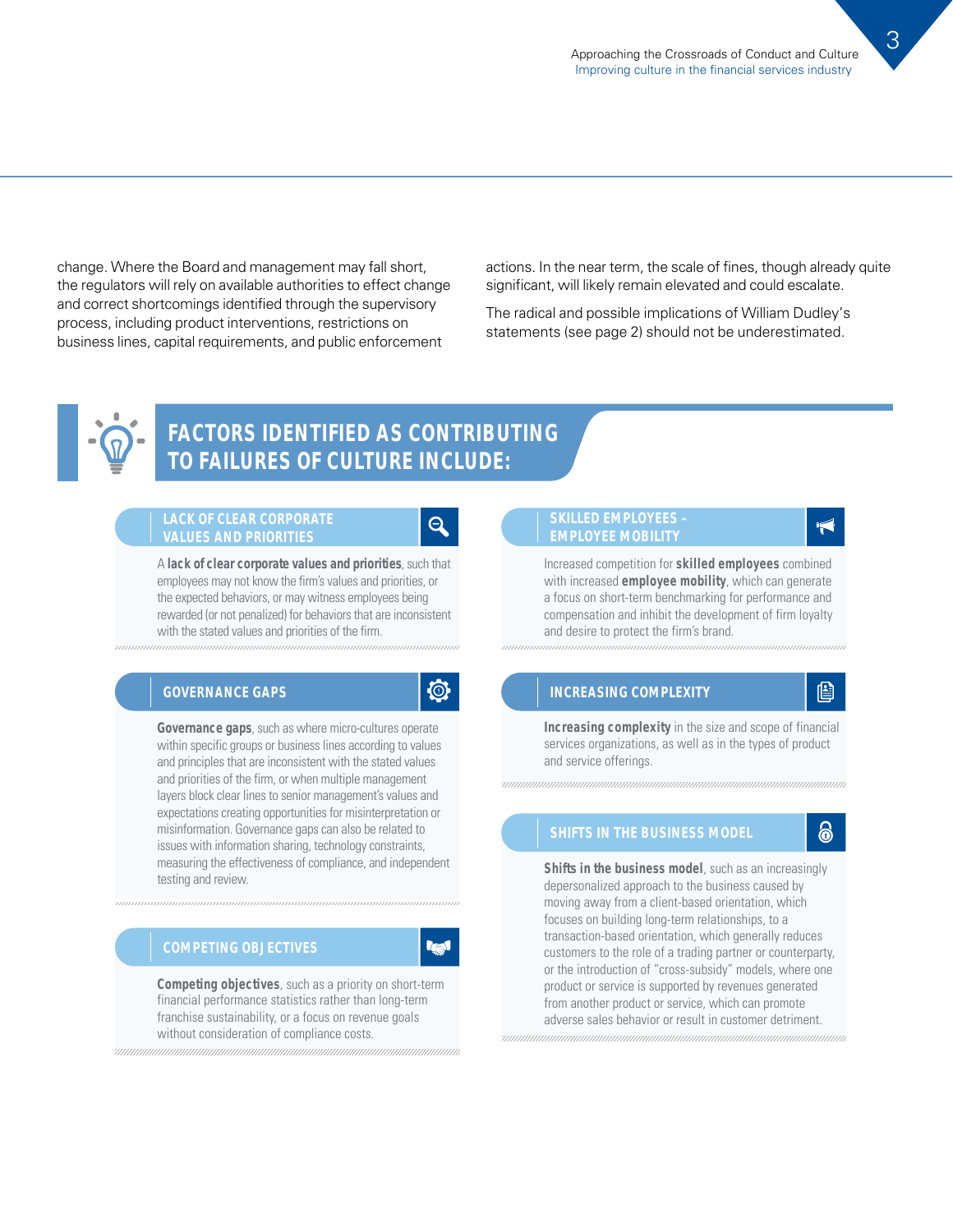change. Where the Board and management may fall short, the regulators will rely on available authorities to effect change and correct shortcomings identified through the supervisory process, including product interventions, restrictions on business lines, capital requirements, and public enforcement actions. In the near term, the scale of fines, though already quite significant, will likely remain elevated and could escalate.

The radical and possible implications of William Dudley's statements (see page 2) should not be underestimated.

## FACTORS IDENTIFIED AS CONTRIBUTING TO FAILURES OF CULTURE INCLUDE:

### LACK OF CLEAR CORPORATE VALUES AND PRIORITIES

A **lack of clear corporate values and priorities**, such that employees may not know the firm's values and priorities, or the expected behaviors, or may witness employees being rewarded (or not penalized) for behaviors that are inconsistent with the stated values and priorities of the firm.

### GOVERNANCE GAPS

**Governance gaps**, such as where micro-cultures operate within specific groups or business lines according to values and principles that are inconsistent with the stated values and priorities of the firm, or when multiple management layers block clear lines to senior management's values and expectations creating opportunities for misinterpretation or misinformation. Governance gaps can also be related to issues with information sharing, technology constraints, measuring the effectiveness of compliance, and independent testing and review.

### COMPETING OBJECTIVES

**Competing objectives**, such as a priority on short-term financial performance statistics rather than long-term franchise sustainability, or a focus on revenue goals without consideration of compliance costs.

### SKILLED EMPLOYEES - EMPLOYEE MOBILITY

Increased competition for **skilled employees** combined with increased **employee mobility**, which can generate a focus on short-term benchmarking for performance and compensation and inhibit the development of firm loyalty and desire to protect the firm's brand.

### INCREASING COMPLEXITY

**Increasing complexity** in the size and scope of financial services organizations, as well as in the types of product and service offerings.

### SHIFTS IN THE BUSINESS MODEL

**Shifts in the business model**, such as an increasingly depersonalized approach to the business caused by moving away from a client-based orientation, which focuses on building long-term relationships, to a transaction-based orientation, which generally reduces customers to the role of a trading partner or counterparty, or the introduction of "cross-subsidy" models, where one product or service is supported by revenues generated from another product or service, which can promote adverse sales behavior or result in customer detriment.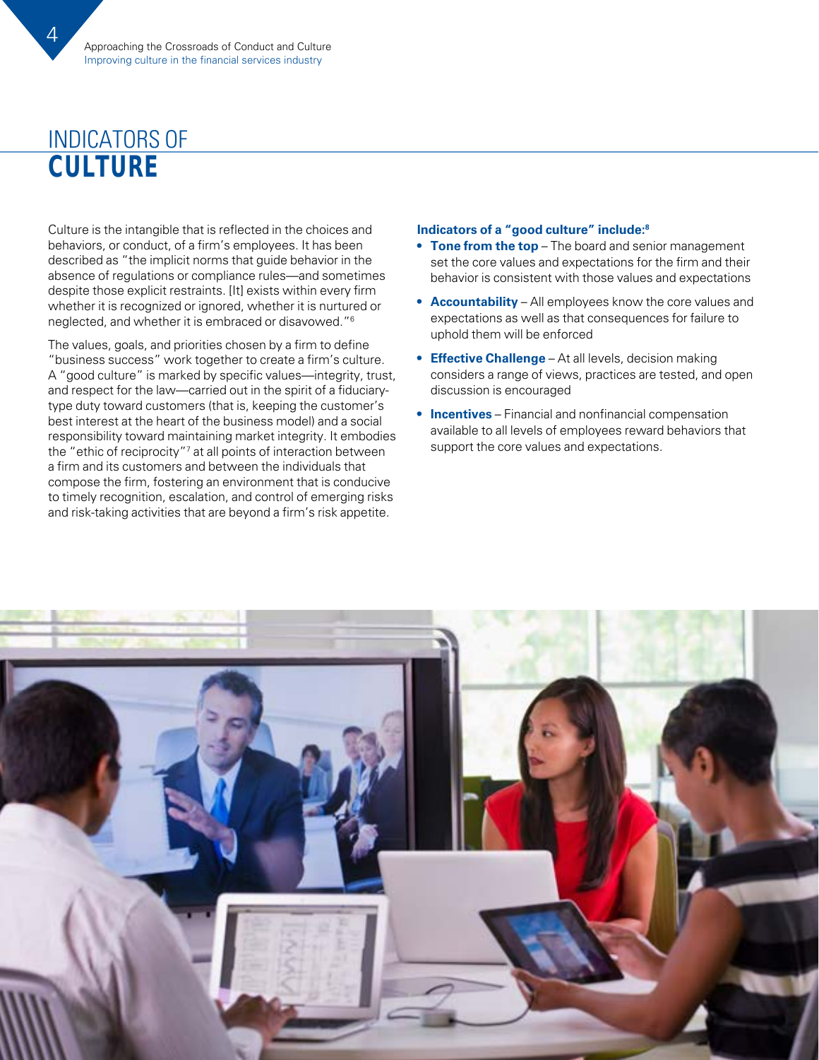# INDICATORS OF **CULTURE**

Culture is the intangible that is reflected in the choices and behaviors, or conduct, of a firm's employees. It has been described as "the implicit norms that guide behavior in the absence of regulations or compliance rules—and sometimes despite those explicit restraints. [It] exists within every firm whether it is recognized or ignored, whether it is nurtured or neglected, and whether it is embraced or disavowed."[6]

The values, goals, and priorities chosen by a firm to define "business success" work together to create a firm's culture. A "good culture" is marked by specific values—integrity, trust, and respect for the law—carried out in the spirit of a fiduciary-type duty toward customers (that is, keeping the customer's best interest at the heart of the business model) and a social responsibility toward maintaining market integrity. It embodies the "ethic of reciprocity"[7] at all points of interaction between a firm and its customers and between the individuals that compose the firm, fostering an environment that is conducive to timely recognition, escalation, and control of emerging risks and risk-taking activities that are beyond a firm's risk appetite.

**Indicators of a "good culture" include:**[8]

- **Tone from the top** – The board and senior management set the core values and expectations for the firm and their behavior is consistent with those values and expectations
- **Accountability** – All employees know the core values and expectations as well as that consequences for failure to uphold them will be enforced
- **Effective Challenge** – At all levels, decision making considers a range of views, practices are tested, and open discussion is encouraged
- **Incentives** – Financial and nonfinancial compensation available to all levels of employees reward behaviors that support the core values and expectations.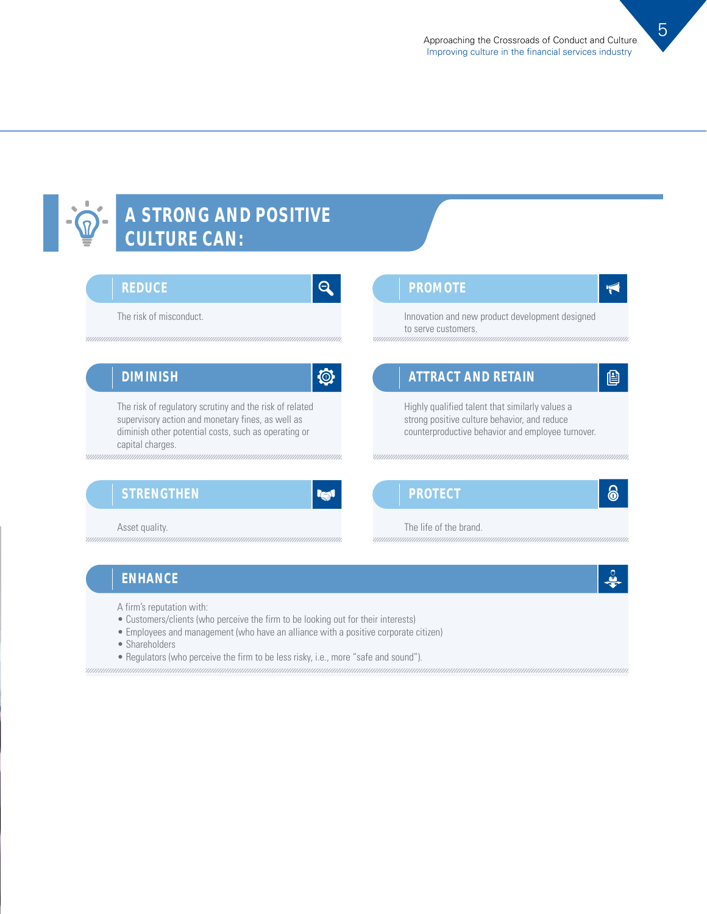## A STRONG AND POSITIVE CULTURE CAN:

### REDUCE

The risk of misconduct.

### PROMOTE

Innovation and new product development designed to serve customers.

### DIMINISH

The risk of regulatory scrutiny and the risk of related supervisory action and monetary fines, as well as diminish other potential costs, such as operating or capital charges.

### ATTRACT AND RETAIN

Highly qualified talent that similarly values a strong positive culture behavior, and reduce counterproductive behavior and employee turnover.

### STRENGTHEN

Asset quality.

### PROTECT

The life of the brand.

### ENHANCE

A firm's reputation with:

- Customers/clients (who perceive the firm to be looking out for their interests)
- Employees and management (who have an alliance with a positive corporate citizen)
- Shareholders
- Regulators (who perceive the firm to be less risky, i.e., more "safe and sound").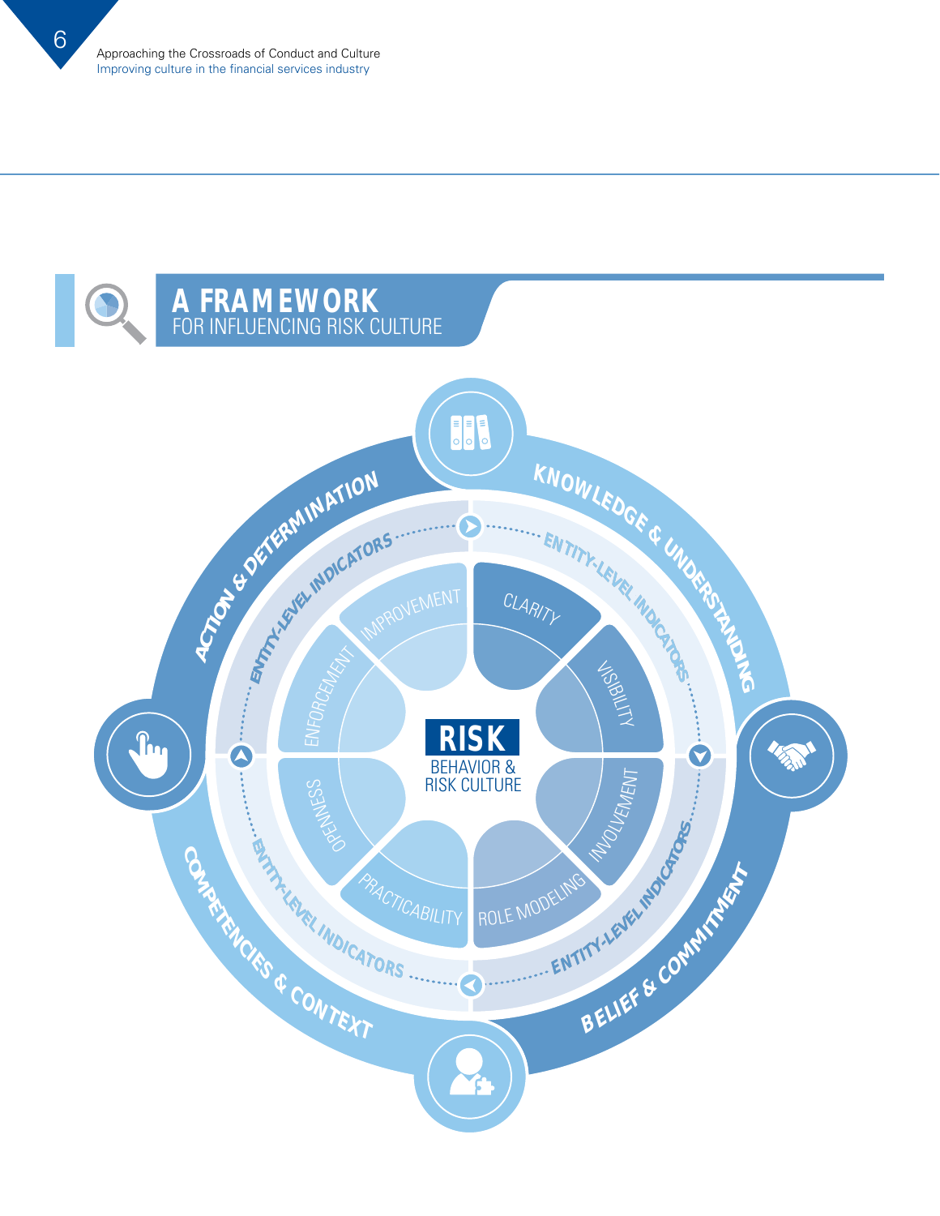## A FRAMEWORK
### FOR INFLUENCING RISK CULTURE

**RISK**
BEHAVIOR & RISK CULTURE

- KNOWLEDGE & UNDERSTANDING
- BELIEF & COMMITMENT
- COMPETENCIES & CONTEXT
- ACTION & DETERMINATION

ENTITY-LEVEL INDICATORS

- CLARITY
- VISIBILITY
- INVOLVEMENT
- ROLE MODELING
- PRACTICABILITY
- OPENNESS
- ENFORCEMENT
- IMPROVEMENT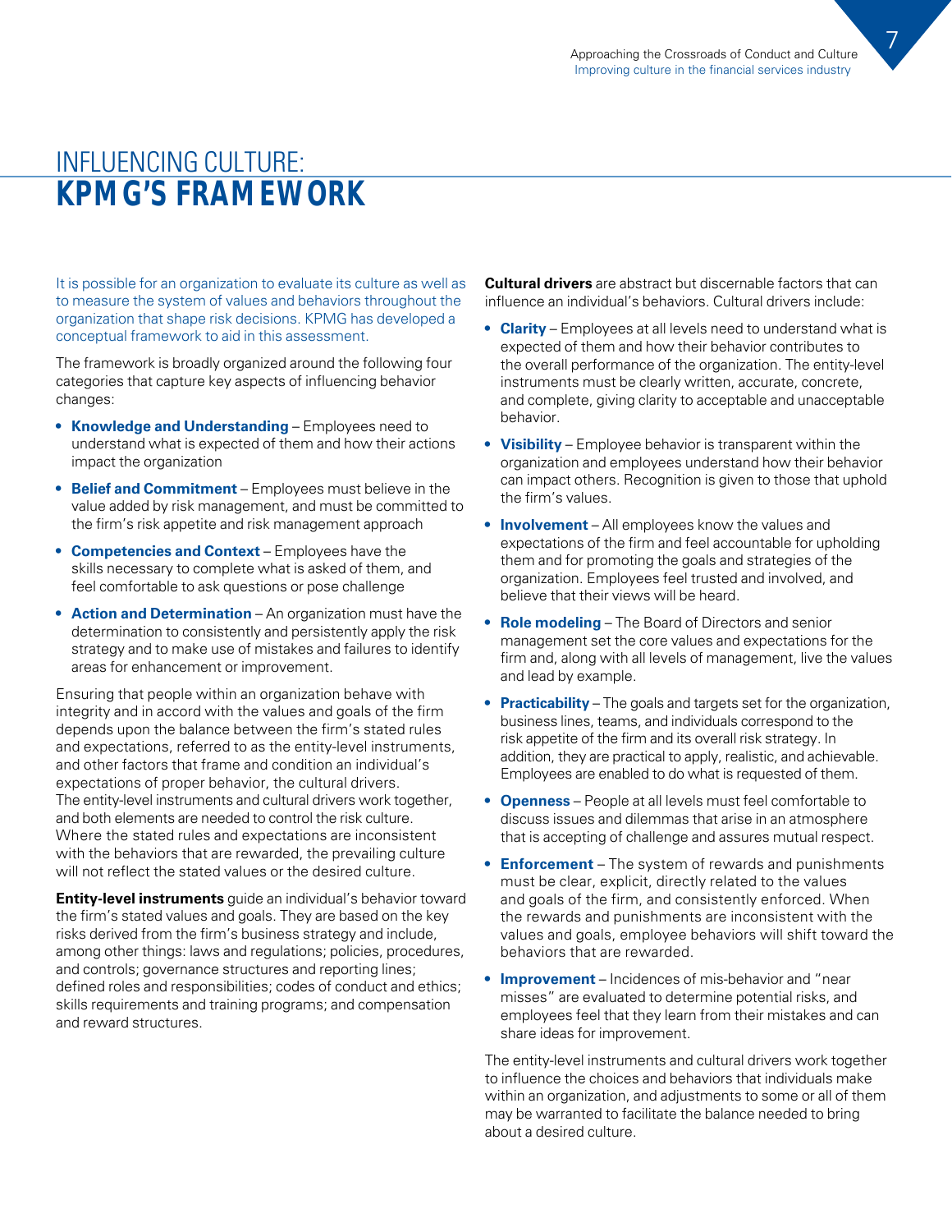# INFLUENCING CULTURE: KPMG'S FRAMEWORK

It is possible for an organization to evaluate its culture as well as to measure the system of values and behaviors throughout the organization that shape risk decisions. KPMG has developed a conceptual framework to aid in this assessment.

The framework is broadly organized around the following four categories that capture key aspects of influencing behavior changes:

- **Knowledge and Understanding** – Employees need to understand what is expected of them and how their actions impact the organization
- **Belief and Commitment** – Employees must believe in the value added by risk management, and must be committed to the firm's risk appetite and risk management approach
- **Competencies and Context** – Employees have the skills necessary to complete what is asked of them, and feel comfortable to ask questions or pose challenge
- **Action and Determination** – An organization must have the determination to consistently and persistently apply the risk strategy and to make use of mistakes and failures to identify areas for enhancement or improvement.

Ensuring that people within an organization behave with integrity and in accord with the values and goals of the firm depends upon the balance between the firm's stated rules and expectations, referred to as the entity-level instruments, and other factors that frame and condition an individual's expectations of proper behavior, the cultural drivers. The entity-level instruments and cultural drivers work together, and both elements are needed to control the risk culture. Where the stated rules and expectations are inconsistent with the behaviors that are rewarded, the prevailing culture will not reflect the stated values or the desired culture.

**Entity-level instruments** guide an individual's behavior toward the firm's stated values and goals. They are based on the key risks derived from the firm's business strategy and include, among other things: laws and regulations; policies, procedures, and controls; governance structures and reporting lines; defined roles and responsibilities; codes of conduct and ethics; skills requirements and training programs; and compensation and reward structures.

**Cultural drivers** are abstract but discernable factors that can influence an individual's behaviors. Cultural drivers include:

- **Clarity** – Employees at all levels need to understand what is expected of them and how their behavior contributes to the overall performance of the organization. The entity-level instruments must be clearly written, accurate, concrete, and complete, giving clarity to acceptable and unacceptable behavior.
- **Visibility** – Employee behavior is transparent within the organization and employees understand how their behavior can impact others. Recognition is given to those that uphold the firm's values.
- **Involvement** – All employees know the values and expectations of the firm and feel accountable for upholding them and for promoting the goals and strategies of the organization. Employees feel trusted and involved, and believe that their views will be heard.
- **Role modeling** – The Board of Directors and senior management set the core values and expectations for the firm and, along with all levels of management, live the values and lead by example.
- **Practicability** – The goals and targets set for the organization, business lines, teams, and individuals correspond to the risk appetite of the firm and its overall risk strategy. In addition, they are practical to apply, realistic, and achievable. Employees are enabled to do what is requested of them.
- **Openness** – People at all levels must feel comfortable to discuss issues and dilemmas that arise in an atmosphere that is accepting of challenge and assures mutual respect.
- **Enforcement** – The system of rewards and punishments must be clear, explicit, directly related to the values and goals of the firm, and consistently enforced. When the rewards and punishments are inconsistent with the values and goals, employee behaviors will shift toward the behaviors that are rewarded.
- **Improvement** – Incidences of mis-behavior and "near misses" are evaluated to determine potential risks, and employees feel that they learn from their mistakes and can share ideas for improvement.

The entity-level instruments and cultural drivers work together to influence the choices and behaviors that individuals make within an organization, and adjustments to some or all of them may be warranted to facilitate the balance needed to bring about a desired culture.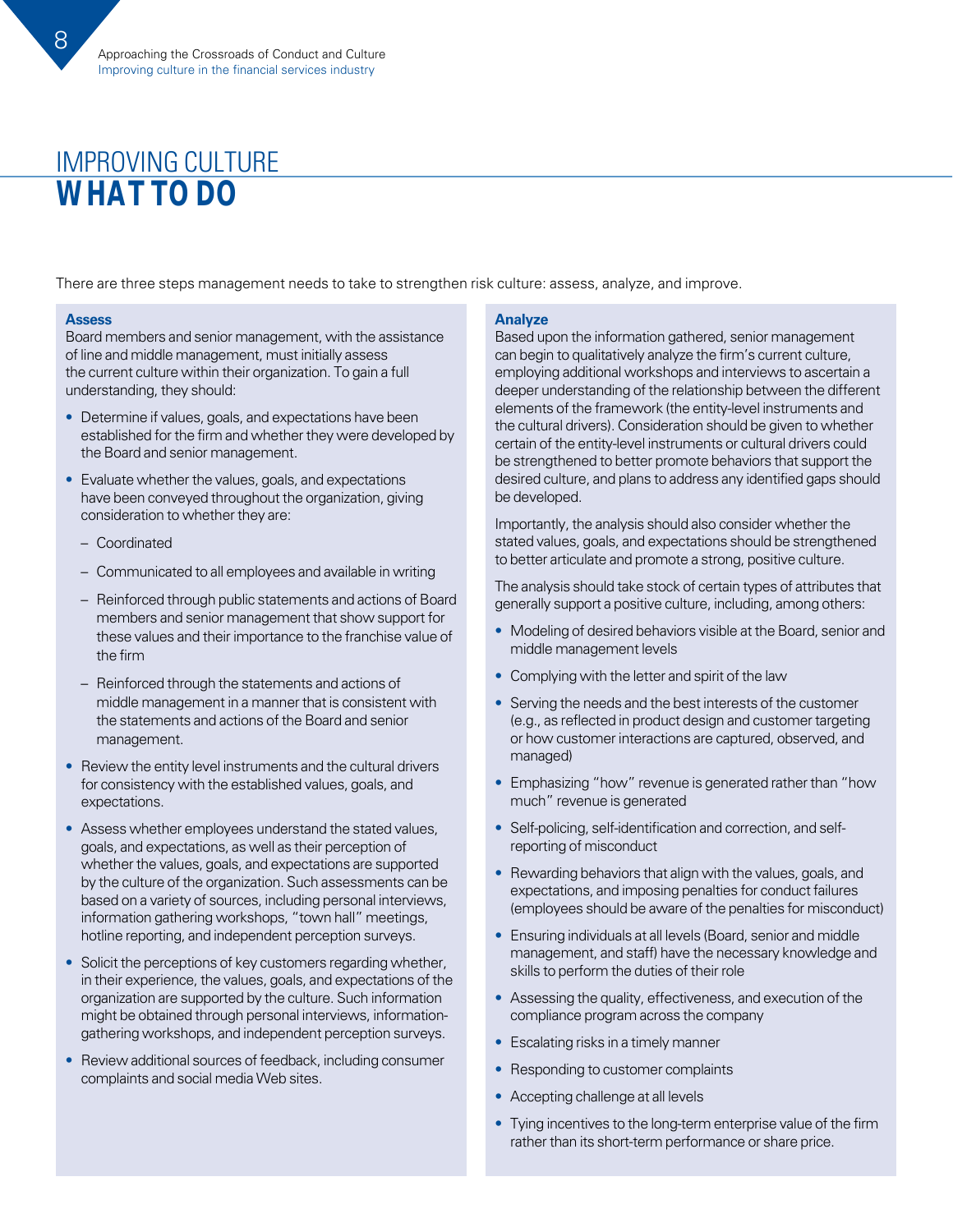# IMPROVING CULTURE
# WHAT TO DO

There are three steps management needs to take to strengthen risk culture: assess, analyze, and improve.

**Assess**

Board members and senior management, with the assistance of line and middle management, must initially assess the current culture within their organization. To gain a full understanding, they should:

- Determine if values, goals, and expectations have been established for the firm and whether they were developed by the Board and senior management.
- Evaluate whether the values, goals, and expectations have been conveyed throughout the organization, giving consideration to whether they are:
  - Coordinated
  - Communicated to all employees and available in writing
  - Reinforced through public statements and actions of Board members and senior management that show support for these values and their importance to the franchise value of the firm
  - Reinforced through the statements and actions of middle management in a manner that is consistent with the statements and actions of the Board and senior management.
- Review the entity level instruments and the cultural drivers for consistency with the established values, goals, and expectations.
- Assess whether employees understand the stated values, goals, and expectations, as well as their perception of whether the values, goals, and expectations are supported by the culture of the organization. Such assessments can be based on a variety of sources, including personal interviews, information gathering workshops, "town hall" meetings, hotline reporting, and independent perception surveys.
- Solicit the perceptions of key customers regarding whether, in their experience, the values, goals, and expectations of the organization are supported by the culture. Such information might be obtained through personal interviews, information-gathering workshops, and independent perception surveys.
- Review additional sources of feedback, including consumer complaints and social media Web sites.

**Analyze**

Based upon the information gathered, senior management can begin to qualitatively analyze the firm's current culture, employing additional workshops and interviews to ascertain a deeper understanding of the relationship between the different elements of the framework (the entity-level instruments and the cultural drivers). Consideration should be given to whether certain of the entity-level instruments or cultural drivers could be strengthened to better promote behaviors that support the desired culture, and plans to address any identified gaps should be developed.

Importantly, the analysis should also consider whether the stated values, goals, and expectations should be strengthened to better articulate and promote a strong, positive culture.

The analysis should take stock of certain types of attributes that generally support a positive culture, including, among others:

- Modeling of desired behaviors visible at the Board, senior and middle management levels
- Complying with the letter and spirit of the law
- Serving the needs and the best interests of the customer (e.g., as reflected in product design and customer targeting or how customer interactions are captured, observed, and managed)
- Emphasizing "how" revenue is generated rather than "how much" revenue is generated
- Self-policing, self-identification and correction, and self-reporting of misconduct
- Rewarding behaviors that align with the values, goals, and expectations, and imposing penalties for conduct failures (employees should be aware of the penalties for misconduct)
- Ensuring individuals at all levels (Board, senior and middle management, and staff) have the necessary knowledge and skills to perform the duties of their role
- Assessing the quality, effectiveness, and execution of the compliance program across the company
- Escalating risks in a timely manner
- Responding to customer complaints
- Accepting challenge at all levels
- Tying incentives to the long-term enterprise value of the firm rather than its short-term performance or share price.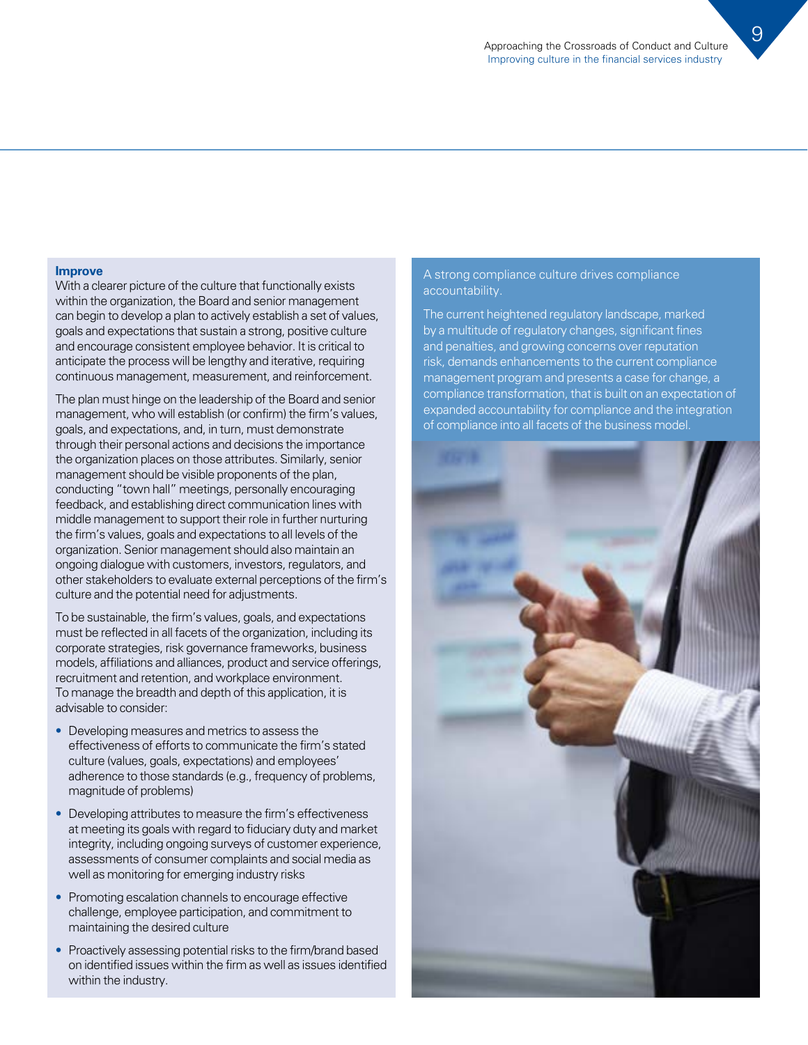### Improve

With a clearer picture of the culture that functionally exists within the organization, the Board and senior management can begin to develop a plan to actively establish a set of values, goals and expectations that sustain a strong, positive culture and encourage consistent employee behavior. It is critical to anticipate the process will be lengthy and iterative, requiring continuous management, measurement, and reinforcement.

The plan must hinge on the leadership of the Board and senior management, who will establish (or confirm) the firm's values, goals, and expectations, and, in turn, must demonstrate through their personal actions and decisions the importance the organization places on those attributes. Similarly, senior management should be visible proponents of the plan, conducting "town hall" meetings, personally encouraging feedback, and establishing direct communication lines with middle management to support their role in further nurturing the firm's values, goals and expectations to all levels of the organization. Senior management should also maintain an ongoing dialogue with customers, investors, regulators, and other stakeholders to evaluate external perceptions of the firm's culture and the potential need for adjustments.

To be sustainable, the firm's values, goals, and expectations must be reflected in all facets of the organization, including its corporate strategies, risk governance frameworks, business models, affiliations and alliances, product and service offerings, recruitment and retention, and workplace environment. To manage the breadth and depth of this application, it is advisable to consider:

- Developing measures and metrics to assess the effectiveness of efforts to communicate the firm's stated culture (values, goals, expectations) and employees' adherence to those standards (e.g., frequency of problems, magnitude of problems)
- Developing attributes to measure the firm's effectiveness at meeting its goals with regard to fiduciary duty and market integrity, including ongoing surveys of customer experience, assessments of consumer complaints and social media as well as monitoring for emerging industry risks
- Promoting escalation channels to encourage effective challenge, employee participation, and commitment to maintaining the desired culture
- Proactively assessing potential risks to the firm/brand based on identified issues within the firm as well as issues identified within the industry.

A strong compliance culture drives compliance accountability.

The current heightened regulatory landscape, marked by a multitude of regulatory changes, significant fines and penalties, and growing concerns over reputation risk, demands enhancements to the current compliance management program and presents a case for change, a compliance transformation, that is built on an expectation of expanded accountability for compliance and the integration of compliance into all facets of the business model.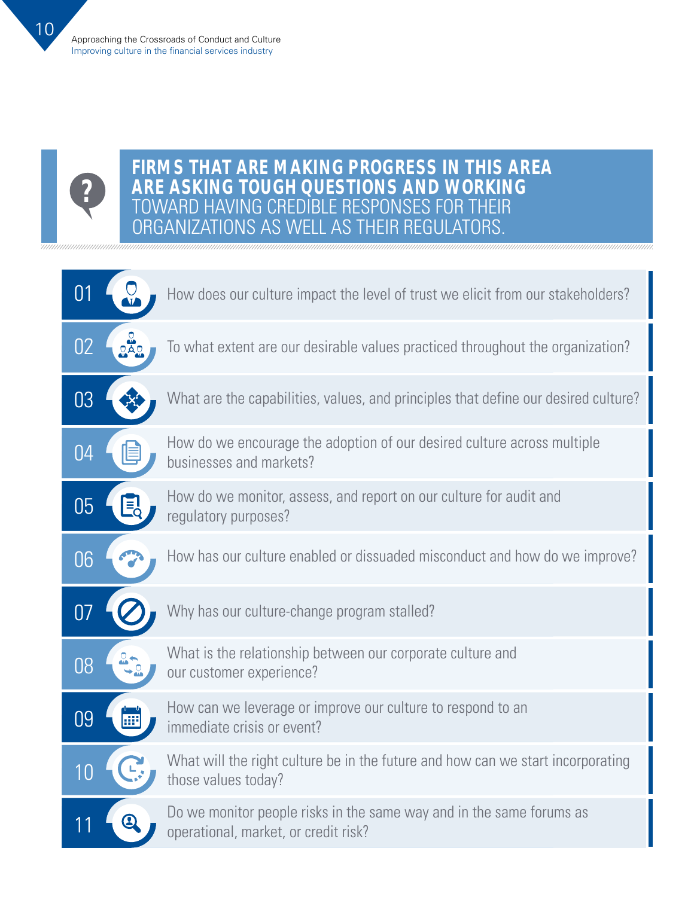**FIRMS THAT ARE MAKING PROGRESS IN THIS AREA ARE ASKING TOUGH QUESTIONS AND WORKING** TOWARD HAVING CREDIBLE RESPONSES FOR THEIR ORGANIZATIONS AS WELL AS THEIR REGULATORS.

01 How does our culture impact the level of trust we elicit from our stakeholders?

02 To what extent are our desirable values practiced throughout the organization?

03 What are the capabilities, values, and principles that define our desired culture?

04 How do we encourage the adoption of our desired culture across multiple businesses and markets?

05 How do we monitor, assess, and report on our culture for audit and regulatory purposes?

06 How has our culture enabled or dissuaded misconduct and how do we improve?

07 Why has our culture-change program stalled?

08 What is the relationship between our corporate culture and our customer experience?

09 How can we leverage or improve our culture to respond to an immediate crisis or event?

10 What will the right culture be in the future and how can we start incorporating those values today?

11 Do we monitor people risks in the same way and in the same forums as operational, market, or credit risk?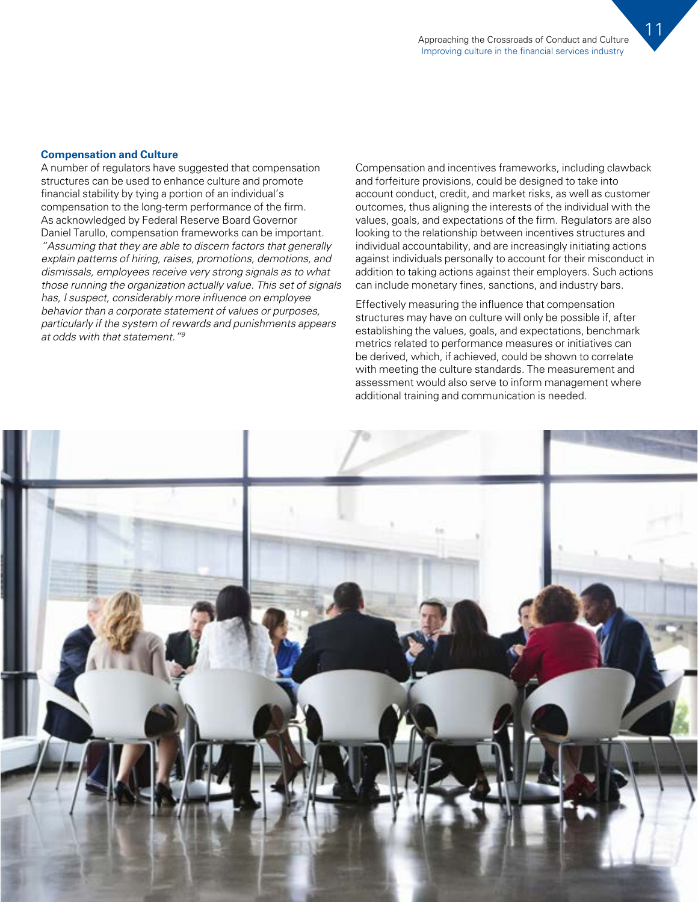### Compensation and Culture

A number of regulators have suggested that compensation structures can be used to enhance culture and promote financial stability by tying a portion of an individual's compensation to the long-term performance of the firm. As acknowledged by Federal Reserve Board Governor Daniel Tarullo, compensation frameworks can be important. *"Assuming that they are able to discern factors that generally explain patterns of hiring, raises, promotions, demotions, and dismissals, employees receive very strong signals as to what those running the organization actually value. This set of signals has, I suspect, considerably more influence on employee behavior than a corporate statement of values or purposes, particularly if the system of rewards and punishments appears at odds with that statement."*[9]

Compensation and incentives frameworks, including clawback and forfeiture provisions, could be designed to take into account conduct, credit, and market risks, as well as customer outcomes, thus aligning the interests of the individual with the values, goals, and expectations of the firm. Regulators are also looking to the relationship between incentives structures and individual accountability, and are increasingly initiating actions against individuals personally to account for their misconduct in addition to taking actions against their employers. Such actions can include monetary fines, sanctions, and industry bars.

Effectively measuring the influence that compensation structures may have on culture will only be possible if, after establishing the values, goals, and expectations, benchmark metrics related to performance measures or initiatives can be derived, which, if achieved, could be shown to correlate with meeting the culture standards. The measurement and assessment would also serve to inform management where additional training and communication is needed.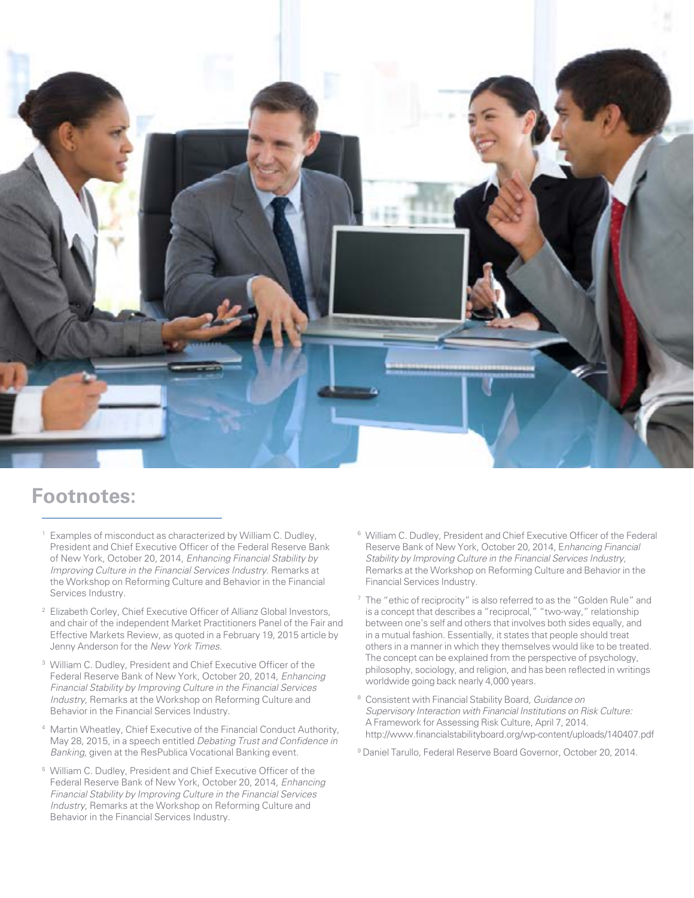## Footnotes:

1 Examples of misconduct as characterized by William C. Dudley, President and Chief Executive Officer of the Federal Reserve Bank of New York, October 20, 2014, *Enhancing Financial Stability by Improving Culture in the Financial Services Industry*. Remarks at the Workshop on Reforming Culture and Behavior in the Financial Services Industry.

2 Elizabeth Corley, Chief Executive Officer of Allianz Global Investors, and chair of the independent Market Practitioners Panel of the Fair and Effective Markets Review, as quoted in a February 19, 2015 article by Jenny Anderson for the *New York Times*.

3 William C. Dudley, President and Chief Executive Officer of the Federal Reserve Bank of New York, October 20, 2014, *Enhancing Financial Stability by Improving Culture in the Financial Services Industry*, Remarks at the Workshop on Reforming Culture and Behavior in the Financial Services Industry.

4 Martin Wheatley, Chief Executive of the Financial Conduct Authority, May 28, 2015, in a speech entitled *Debating Trust and Confidence in Banking*, given at the ResPublica Vocational Banking event.

5 William C. Dudley, President and Chief Executive Officer of the Federal Reserve Bank of New York, October 20, 2014, *Enhancing Financial Stability by Improving Culture in the Financial Services Industry*, Remarks at the Workshop on Reforming Culture and Behavior in the Financial Services Industry.

6 William C. Dudley, President and Chief Executive Officer of the Federal Reserve Bank of New York, October 20, 2014, E*nhancing Financial Stability by Improving Culture in the Financial Services Industry,* Remarks at the Workshop on Reforming Culture and Behavior in the Financial Services Industry.

7 The "ethic of reciprocity" is also referred to as the "Golden Rule" and is a concept that describes a "reciprocal," "two-way," relationship between one's self and others that involves both sides equally, and in a mutual fashion. Essentially, it states that people should treat others in a manner in which they themselves would like to be treated. The concept can be explained from the perspective of psychology, philosophy, sociology, and religion, and has been reflected in writings worldwide going back nearly 4,000 years.

8 Consistent with Financial Stability Board, *Guidance on Supervisory Interaction with Financial Institutions on Risk Culture:* A Framework for Assessing Risk Culture, April 7, 2014. http://www.financialstabilityboard.org/wp-content/uploads/140407.pdf

9 Daniel Tarullo, Federal Reserve Board Governor, October 20, 2014.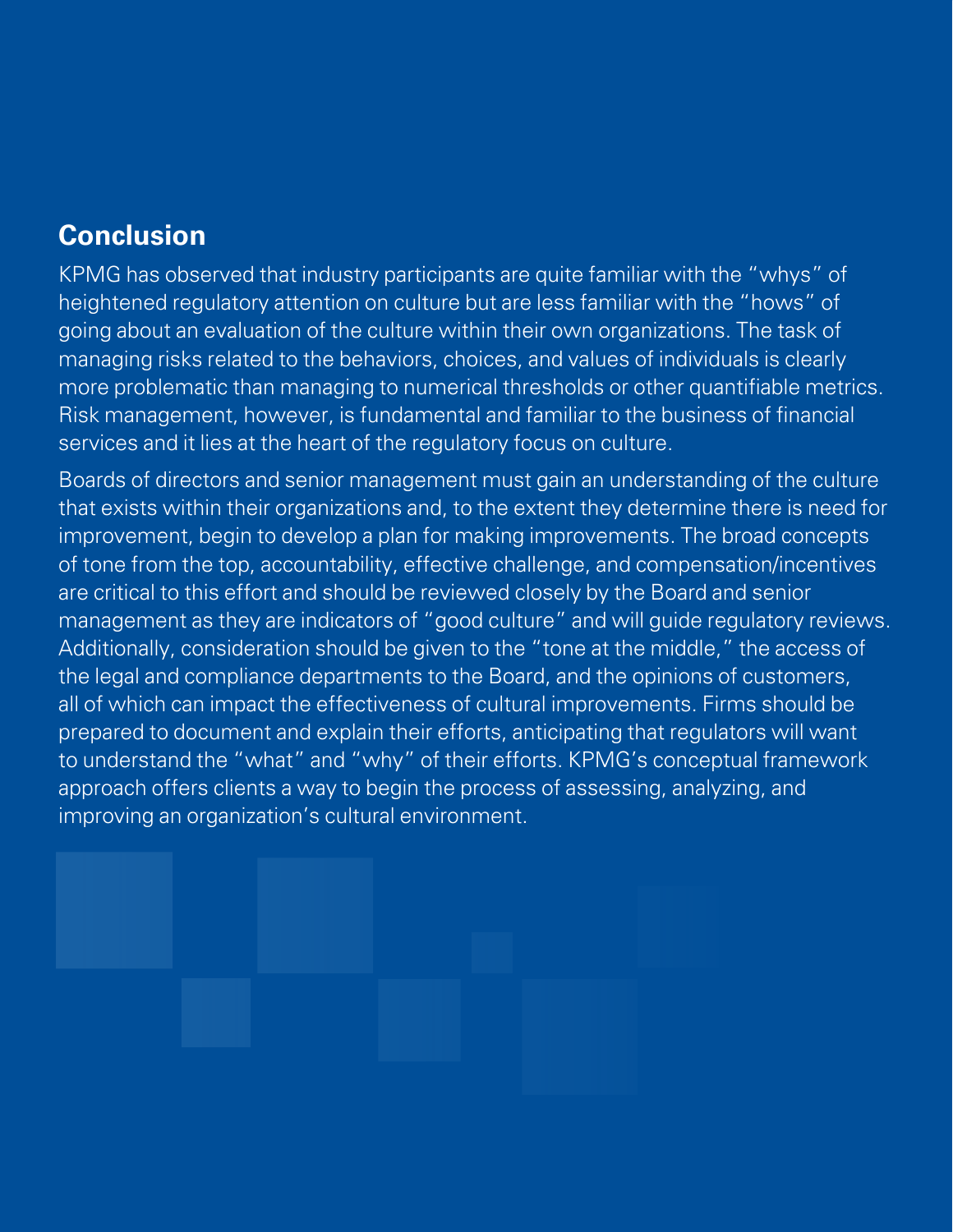## Conclusion

KPMG has observed that industry participants are quite familiar with the "whys" of heightened regulatory attention on culture but are less familiar with the "hows" of going about an evaluation of the culture within their own organizations. The task of managing risks related to the behaviors, choices, and values of individuals is clearly more problematic than managing to numerical thresholds or other quantifiable metrics. Risk management, however, is fundamental and familiar to the business of financial services and it lies at the heart of the regulatory focus on culture.

Boards of directors and senior management must gain an understanding of the culture that exists within their organizations and, to the extent they determine there is need for improvement, begin to develop a plan for making improvements. The broad concepts of tone from the top, accountability, effective challenge, and compensation/incentives are critical to this effort and should be reviewed closely by the Board and senior management as they are indicators of "good culture" and will guide regulatory reviews. Additionally, consideration should be given to the "tone at the middle," the access of the legal and compliance departments to the Board, and the opinions of customers, all of which can impact the effectiveness of cultural improvements. Firms should be prepared to document and explain their efforts, anticipating that regulators will want to understand the "what" and "why" of their efforts. KPMG's conceptual framework approach offers clients a way to begin the process of assessing, analyzing, and improving an organization's cultural environment.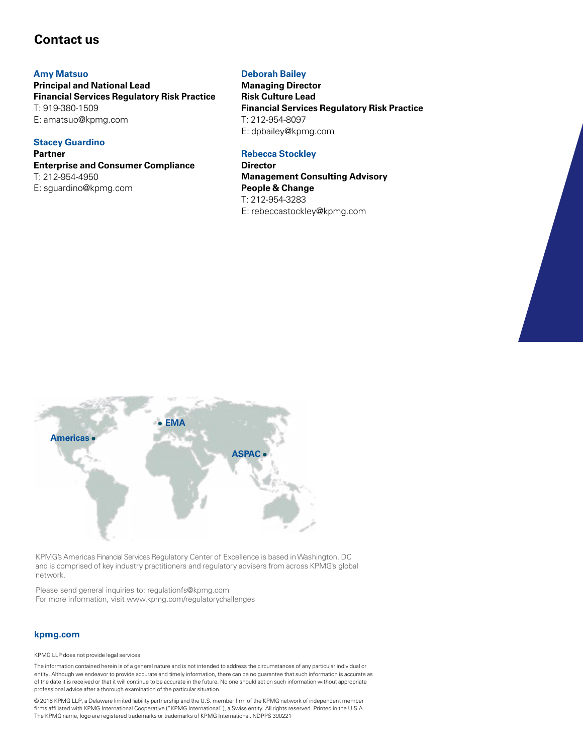## Contact us

**Amy Matsuo**
**Principal and National Lead**
**Financial Services Regulatory Risk Practice**
T: 919-380-1509
E: amatsuo@kpmg.com

**Stacey Guardino**
**Partner**
**Enterprise and Consumer Compliance**
T: 212-954-4950
E: sguardino@kpmg.com

**Deborah Bailey**
**Managing Director**
**Risk Culture Lead**
**Financial Services Regulatory Risk Practice**
T: 212-954-8097
E: dpbailey@kpmg.com

**Rebecca Stockley**
**Director**
**Management Consulting Advisory**
**People & Change**
T: 212-954-3283
E: rebeccastockley@kpmg.com

EMA

Americas

ASPAC

KPMG's Americas Financial Services Regulatory Center of Excellence is based in Washington, DC and is comprised of key industry practitioners and regulatory advisers from across KPMG's global network.

Please send general inquiries to: regulationfs@kpmg.com
For more information, visit www.kpmg.com/regulatorychallenges

**kpmg.com**

KPMG LLP does not provide legal services.

The information contained herein is of a general nature and is not intended to address the circumstances of any particular individual or entity. Although we endeavor to provide accurate and timely information, there can be no guarantee that such information is accurate as of the date it is received or that it will continue to be accurate in the future. No one should act on such information without appropriate professional advice after a thorough examination of the particular situation.

© 2016 KPMG LLP, a Delaware limited liability partnership and the U.S. member firm of the KPMG network of independent member firms affiliated with KPMG International Cooperative ("KPMG International"), a Swiss entity. All rights reserved. Printed in the U.S.A. The KPMG name, logo are registered trademarks or trademarks of KPMG International. NDPPS 390221